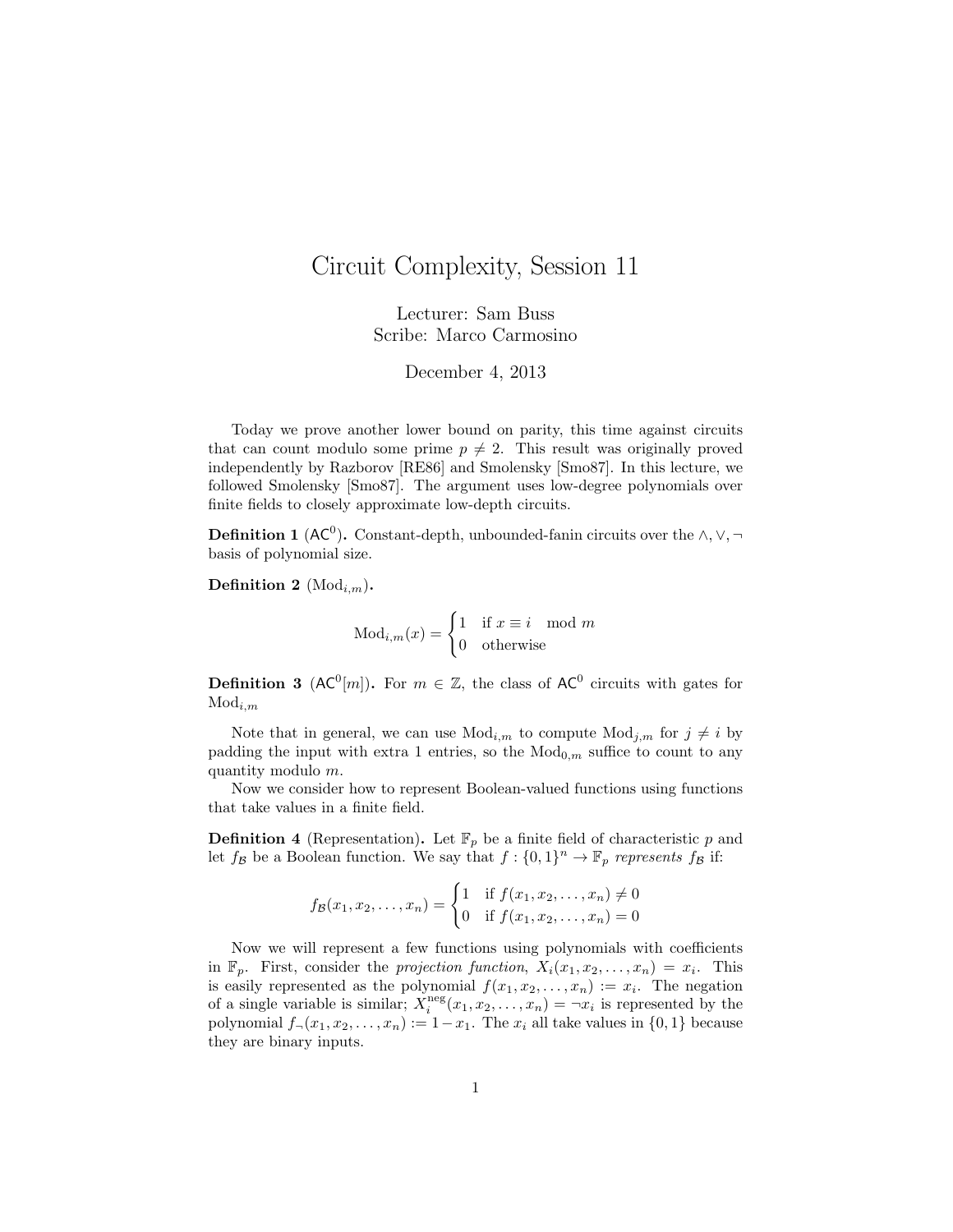# Circuit Complexity, Session 11

Lecturer: Sam Buss
Scribe: Marco Carmosino

December 4, 2013

Today we prove another lower bound on parity, this time against circuits that can count modulo some prime $p \neq 2$. This result was originally proved independently by Razborov [RE86] and Smolensky [Smo87]. In this lecture, we followed Smolensky [Smo87]. The argument uses low-degree polynomials over finite fields to closely approximate low-depth circuits.

**Definition 1** ($\mathsf{AC}^0$)**.** Constant-depth, unbounded-fanin circuits over the $\wedge, \vee, \neg$ basis of polynomial size.

**Definition 2** ($\mathrm{Mod}_{i,m}$)**.**

$$\mathrm{Mod}_{i,m}(x) = \begin{cases} 1 & \text{if } x \equiv i \mod m \\ 0 & \text{otherwise} \end{cases}$$

**Definition 3** ($\mathsf{AC}^0[m]$)**.** For $m \in \mathbb{Z}$, the class of $\mathsf{AC}^0$ circuits with gates for $\mathrm{Mod}_{i,m}$

Note that in general, we can use $\mathrm{Mod}_{i,m}$ to compute $\mathrm{Mod}_{j,m}$ for $j \neq i$ by padding the input with extra 1 entries, so the $\mathrm{Mod}_{0,m}$ suffice to count to any quantity modulo $m$.

Now we consider how to represent Boolean-valued functions using functions that take values in a finite field.

**Definition 4** (Representation)**.** Let $\mathbb{F}_p$ be a finite field of characteristic $p$ and let $f_{\mathcal{B}}$ be a Boolean function. We say that $f : \{0,1\}^n \to \mathbb{F}_p$ *represents* $f_{\mathcal{B}}$ if:

$$f_{\mathcal{B}}(x_1, x_2, \ldots, x_n) = \begin{cases} 1 & \text{if } f(x_1, x_2, \ldots, x_n) \neq 0 \\ 0 & \text{if } f(x_1, x_2, \ldots, x_n) = 0 \end{cases}$$

Now we will represent a few functions using polynomials with coefficients in $\mathbb{F}_p$. First, consider the *projection function*, $X_i(x_1, x_2, \ldots, x_n) = x_i$. This is easily represented as the polynomial $f(x_1, x_2, \ldots, x_n) := x_i$. The negation of a single variable is similar; $X_i^{\text{neg}}(x_1, x_2, \ldots, x_n) = \neg x_i$ is represented by the polynomial $f_\neg(x_1, x_2, \ldots, x_n) := 1 - x_1$. The $x_i$ all take values in $\{0,1\}$ because they are binary inputs.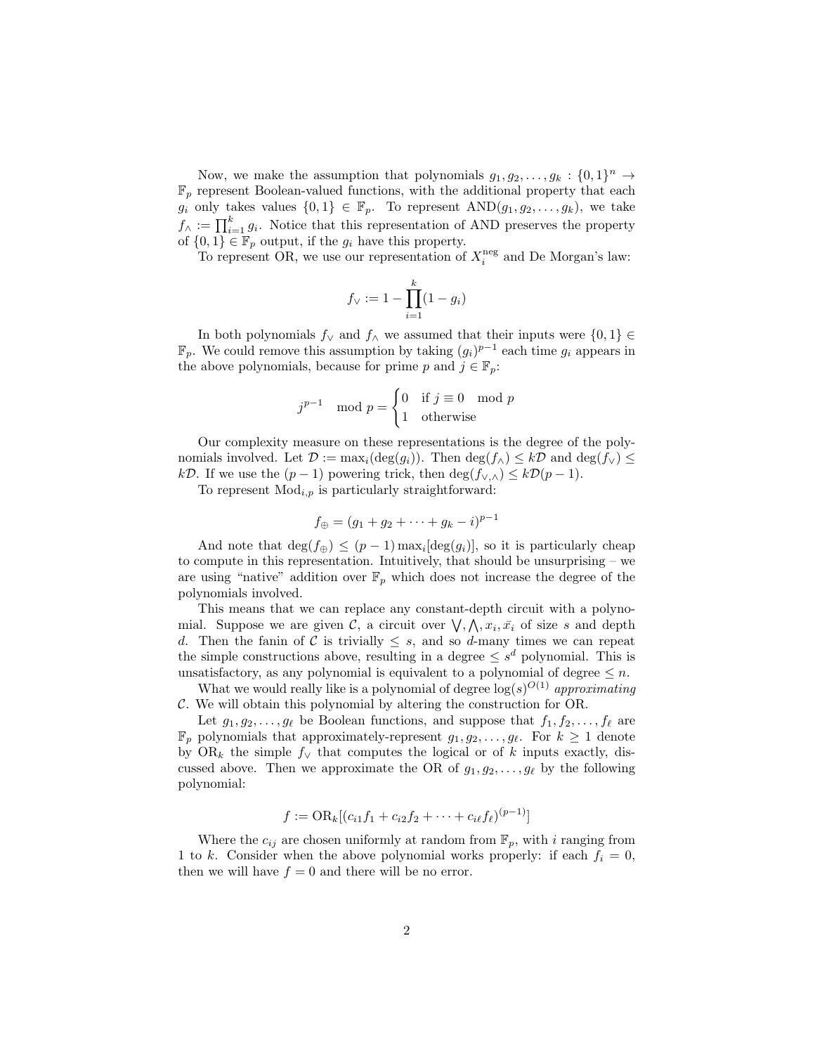Now, we make the assumption that polynomials $g_1, g_2, \ldots, g_k : \{0,1\}^n \to \mathbb{F}_p$ represent Boolean-valued functions, with the additional property that each $g_i$ only takes values $\{0,1\} \in \mathbb{F}_p$. To represent AND$(g_1, g_2, \ldots, g_k)$, we take $f_\wedge := \prod_{i=1}^k g_i$. Notice that this representation of AND preserves the property of $\{0,1\} \in \mathbb{F}_p$ output, if the $g_i$ have this property.

To represent OR, we use our representation of $X_i^{\text{neg}}$ and De Morgan's law:

$$f_\vee := 1 - \prod_{i=1}^{k}(1 - g_i)$$

In both polynomials $f_\vee$ and $f_\wedge$ we assumed that their inputs were $\{0,1\} \in \mathbb{F}_p$. We could remove this assumption by taking $(g_i)^{p-1}$ each time $g_i$ appears in the above polynomials, because for prime $p$ and $j \in \mathbb{F}_p$:

$$j^{p-1} \mod p = \begin{cases} 0 & \text{if } j \equiv 0 \mod p \\ 1 & \text{otherwise} \end{cases}$$

Our complexity measure on these representations is the degree of the polynomials involved. Let $\mathcal{D} := \max_i(\deg(g_i))$. Then $\deg(f_\wedge) \le k\mathcal{D}$ and $\deg(f_\vee) \le k\mathcal{D}$. If we use the $(p-1)$ powering trick, then $\deg(f_{\vee,\wedge}) \le k\mathcal{D}(p-1)$.

To represent $\text{Mod}_{i,p}$ is particularly straightforward:

$$f_\oplus = (g_1 + g_2 + \cdots + g_k - i)^{p-1}$$

And note that $\deg(f_\oplus) \le (p-1)\max_i[\deg(g_i)]$, so it is particularly cheap to compute in this representation. Intuitively, that should be unsurprising – we are using "native" addition over $\mathbb{F}_p$ which does not increase the degree of the polynomials involved.

This means that we can replace any constant-depth circuit with a polynomial. Suppose we are given $\mathcal{C}$, a circuit over $\bigvee, \bigwedge, x_i, \bar{x}_i$ of size $s$ and depth $d$. Then the fanin of $\mathcal{C}$ is trivially $\le s$, and so $d$-many times we can repeat the simple constructions above, resulting in a degree $\le s^d$ polynomial. This is unsatisfactory, as any polynomial is equivalent to a polynomial of degree $\le n$.

What we would really like is a polynomial of degree $\log(s)^{O(1)}$ *approximating* $\mathcal{C}$. We will obtain this polynomial by altering the construction for OR.

Let $g_1, g_2, \ldots, g_\ell$ be Boolean functions, and suppose that $f_1, f_2, \ldots, f_\ell$ are $\mathbb{F}_p$ polynomials that approximately-represent $g_1, g_2, \ldots, g_\ell$. For $k \ge 1$ denote by $\text{OR}_k$ the simple $f_\vee$ that computes the logical or of $k$ inputs exactly, discussed above. Then we approximate the OR of $g_1, g_2, \ldots, g_\ell$ by the following polynomial:

$$f := \text{OR}_k[(c_{i1}f_1 + c_{i2}f_2 + \cdots + c_{i\ell}f_\ell)^{(p-1)}]$$

Where the $c_{ij}$ are chosen uniformly at random from $\mathbb{F}_p$, with $i$ ranging from 1 to $k$. Consider when the above polynomial works properly: if each $f_i = 0$, then we will have $f = 0$ and there will be no error.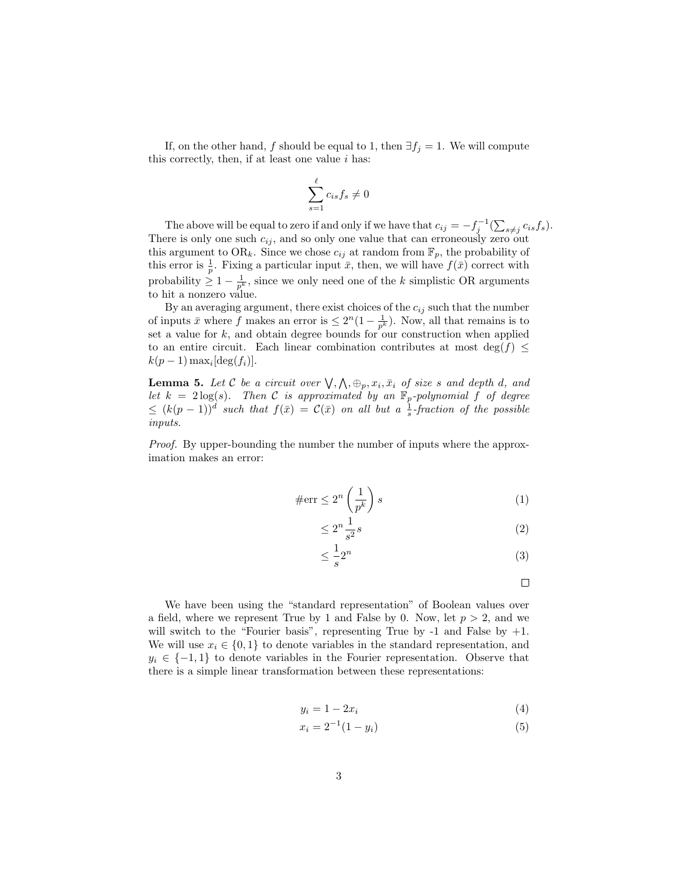If, on the other hand, $f$ should be equal to 1, then $\exists f_j = 1$. We will compute this correctly, then, if at least one value $i$ has:

$$\sum_{s=1}^{\ell} c_{is} f_s \neq 0$$

The above will be equal to zero if and only if we have that $c_{ij} = -f_j^{-1}(\sum_{s \neq j} c_{is} f_s)$. There is only one such $c_{ij}$, and so only one value that can erroneously zero out this argument to $\mathrm{OR}_k$. Since we chose $c_{ij}$ at random from $\mathbb{F}_p$, the probability of this error is $\frac{1}{p}$. Fixing a particular input $\bar{x}$, then, we will have $f(\bar{x})$ correct with probability $\geq 1 - \frac{1}{p^k}$, since we only need one of the $k$ simplistic OR arguments to hit a nonzero value.

By an averaging argument, there exist choices of the $c_{ij}$ such that the number of inputs $\bar{x}$ where $f$ makes an error is $\leq 2^n(1 - \frac{1}{p^k})$. Now, all that remains is to set a value for $k$, and obtain degree bounds for our construction when applied to an entire circuit. Each linear combination contributes at most $\deg(f) \leq k(p-1)\max_i[\deg(f_i)]$.

**Lemma 5.** *Let $\mathcal{C}$ be a circuit over $\bigvee, \bigwedge, \oplus_p, x_i, \bar{x}_i$ of size $s$ and depth $d$, and let $k = 2\log(s)$. Then $\mathcal{C}$ is approximated by an $\mathbb{F}_p$-polynomial $f$ of degree $\leq (k(p-1))^d$ such that $f(\bar{x}) = \mathcal{C}(\bar{x})$ on all but a $\frac{1}{s}$-fraction of the possible inputs.*

*Proof.* By upper-bounding the number the number of inputs where the approximation makes an error:

$$\#\text{err} \leq 2^n \left(\frac{1}{p^k}\right) s \tag{1}$$

$$\leq 2^n \frac{1}{s^2} s \tag{2}$$

$$\leq \frac{1}{s} 2^n \tag{3}$$

□

We have been using the "standard representation" of Boolean values over a field, where we represent True by 1 and False by 0. Now, let $p > 2$, and we will switch to the "Fourier basis", representing True by -1 and False by +1. We will use $x_i \in \{0, 1\}$ to denote variables in the standard representation, and $y_i \in \{-1, 1\}$ to denote variables in the Fourier representation. Observe that there is a simple linear transformation between these representations:

$$y_i = 1 - 2x_i \tag{4}$$

$$x_i = 2^{-1}(1 - y_i) \tag{5}$$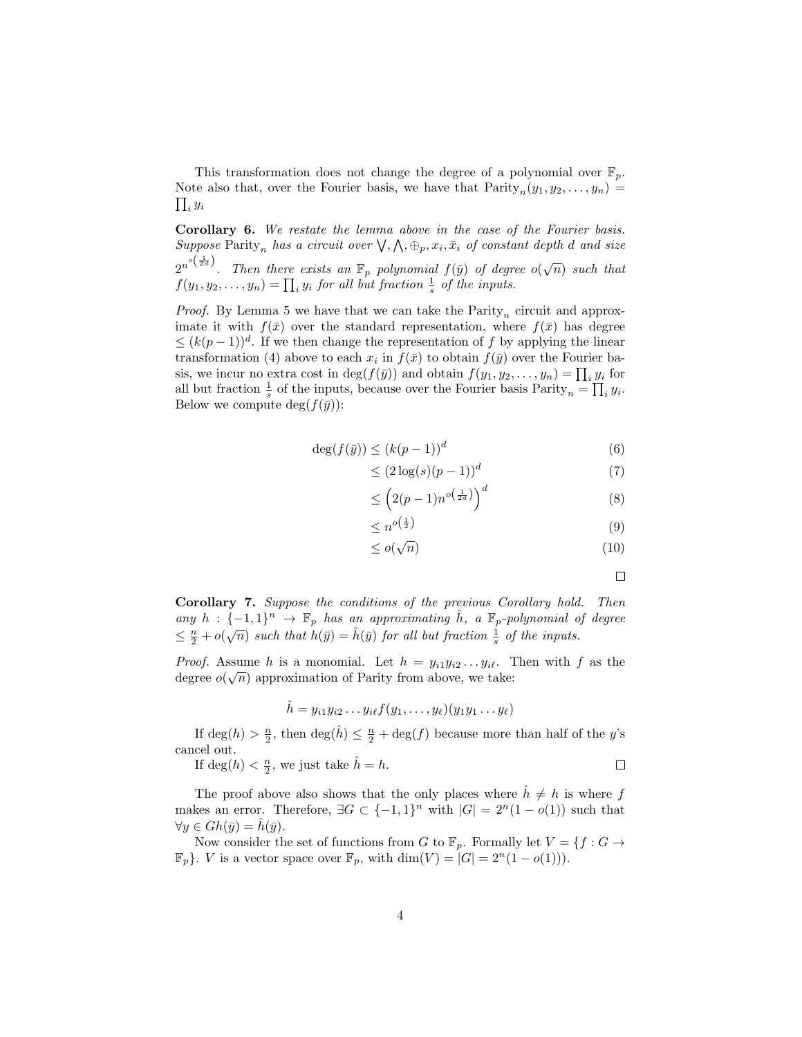This transformation does not change the degree of a polynomial over $\mathbb{F}_p$. Note also that, over the Fourier basis, we have that $\text{Parity}_n(y_1, y_2, \ldots, y_n) = \prod_i y_i$

**Corollary 6.** *We restate the lemma above in the case of the Fourier basis. Suppose* $\text{Parity}_n$ *has a circuit over* $\bigvee, \bigwedge, \oplus_p, x_i, \bar{x}_i$ *of constant depth $d$ and size* $2^{n^{o\left(\frac{1}{2d}\right)}}$. *Then there exists an $\mathbb{F}_p$ polynomial $f(\bar{y})$ of degree $o(\sqrt{n})$ such that* $f(y_1, y_2, \ldots, y_n) = \prod_i y_i$ *for all but fraction $\frac{1}{s}$ of the inputs.*

*Proof.* By Lemma 5 we have that we can take the $\text{Parity}_n$ circuit and approximate it with $f(\bar{x})$ over the standard representation, where $f(\bar{x})$ has degree $\leq (k(p-1))^d$. If we then change the representation of $f$ by applying the linear transformation (4) above to each $x_i$ in $f(\bar{x})$ to obtain $f(\bar{y})$ over the Fourier basis, we incur no extra cost in $\deg(f(\bar{y}))$ and obtain $f(y_1, y_2, \ldots, y_n) = \prod_i y_i$ for all but fraction $\frac{1}{s}$ of the inputs, because over the Fourier basis $\text{Parity}_n = \prod_i y_i$. Below we compute $\deg(f(\bar{y}))$:

$$\deg(f(\bar{y})) \leq (k(p-1))^d \tag{6}$$
$$\leq (2\log(s)(p-1))^d \tag{7}$$
$$\leq \left(2(p-1)n^{o\left(\frac{1}{2d}\right)}\right)^d \tag{8}$$
$$\leq n^{o\left(\frac{1}{2}\right)} \tag{9}$$
$$\leq o(\sqrt{n}) \tag{10}$$

□

**Corollary 7.** *Suppose the conditions of the previous Corollary hold. Then any $h : \{-1,1\}^n \to \mathbb{F}_p$ has an approximating $\hat{h}$, a $\mathbb{F}_p$-polynomial of degree $\leq \frac{n}{2} + o(\sqrt{n})$ such that $h(\bar{y}) = \hat{h}(\bar{y})$ for all but fraction $\frac{1}{s}$ of the inputs.*

*Proof.* Assume $h$ is a monomial. Let $h = y_{i1} y_{i2} \ldots y_{i\ell}$. Then with $f$ as the degree $o(\sqrt{n})$ approximation of Parity from above, we take:

$$\hat{h} = y_{i1} y_{i2} \ldots y_{i\ell} f(y_1, \ldots, y_\ell)(y_1 y_1 \ldots y_\ell)$$

If $\deg(h) > \frac{n}{2}$, then $\deg(\hat{h}) \leq \frac{n}{2} + \deg(f)$ because more than half of the $y$'s cancel out.

If $\deg(h) < \frac{n}{2}$, we just take $\hat{h} = h$. □

The proof above also shows that the only places where $\hat{h} \neq h$ is where $f$ makes an error. Therefore, $\exists G \subset \{-1,1\}^n$ with $|G| = 2^n(1 - o(1))$ such that $\forall y \in G h(\bar{y}) = \hat{h}(\bar{y})$.

Now consider the set of functions from $G$ to $\mathbb{F}_p$. Formally let $V = \{f : G \to \mathbb{F}_p\}$. $V$ is a vector space over $\mathbb{F}_p$, with $\dim(V) = |G| = 2^n(1 - o(1)))$.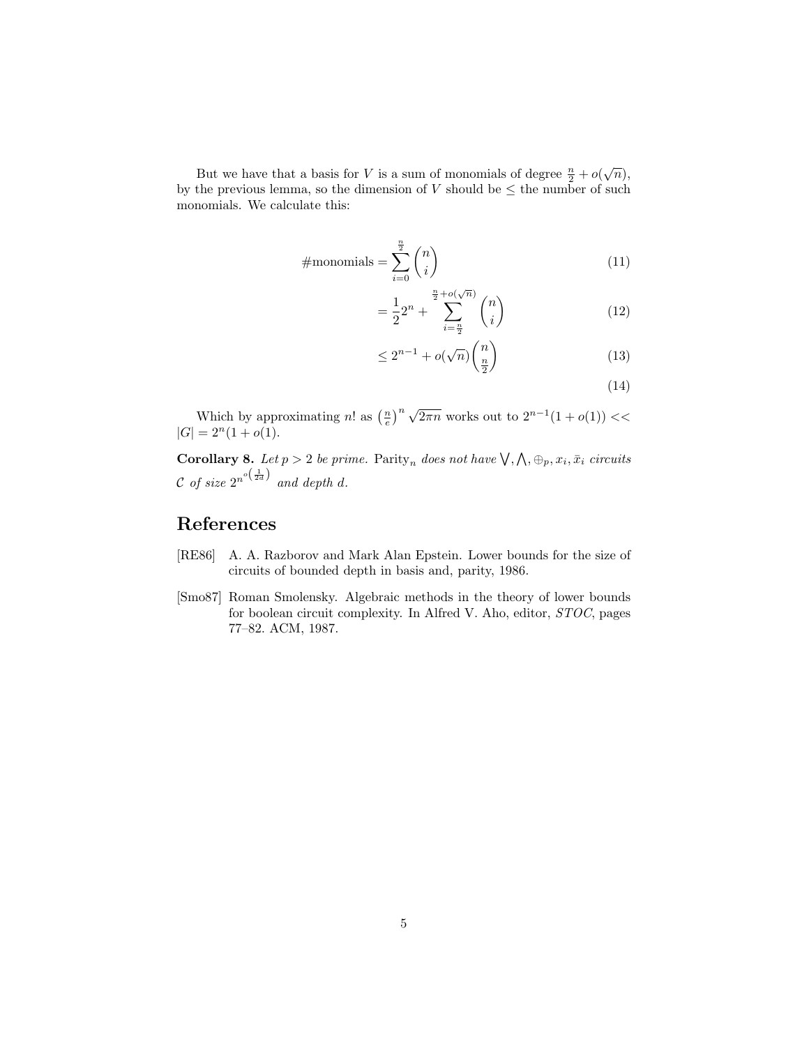But we have that a basis for $V$ is a sum of monomials of degree $\frac{n}{2} + o(\sqrt{n})$, by the previous lemma, so the dimension of $V$ should be $\leq$ the number of such monomials. We calculate this:

$$\#\text{monomials} = \sum_{i=0}^{\frac{n}{2}} \binom{n}{i} \tag{11}$$

$$= \frac{1}{2}2^n + \sum_{i=\frac{n}{2}}^{\frac{n}{2}+o(\sqrt{n})} \binom{n}{i} \tag{12}$$

$$\leq 2^{n-1} + o(\sqrt{n})\binom{n}{\frac{n}{2}} \tag{13}$$

$$\tag{14}$$

Which by approximating $n!$ as $\left(\frac{n}{e}\right)^n \sqrt{2\pi n}$ works out to $2^{n-1}(1 + o(1)) << |G| = 2^n(1 + o(1)$.

**Corollary 8.** *Let $p > 2$ be prime.* $\text{Parity}_n$ *does not have $\bigvee, \bigwedge, \oplus_p, x_i, \bar{x}_i$ circuits $\mathcal{C}$ of size $2^{n^{o\left(\frac{1}{2d}\right)}}$ and depth $d$.*

## References

[RE86] A. A. Razborov and Mark Alan Epstein. Lower bounds for the size of circuits of bounded depth in basis and, parity, 1986.

[Smo87] Roman Smolensky. Algebraic methods in the theory of lower bounds for boolean circuit complexity. In Alfred V. Aho, editor, *STOC*, pages 77–82. ACM, 1987.